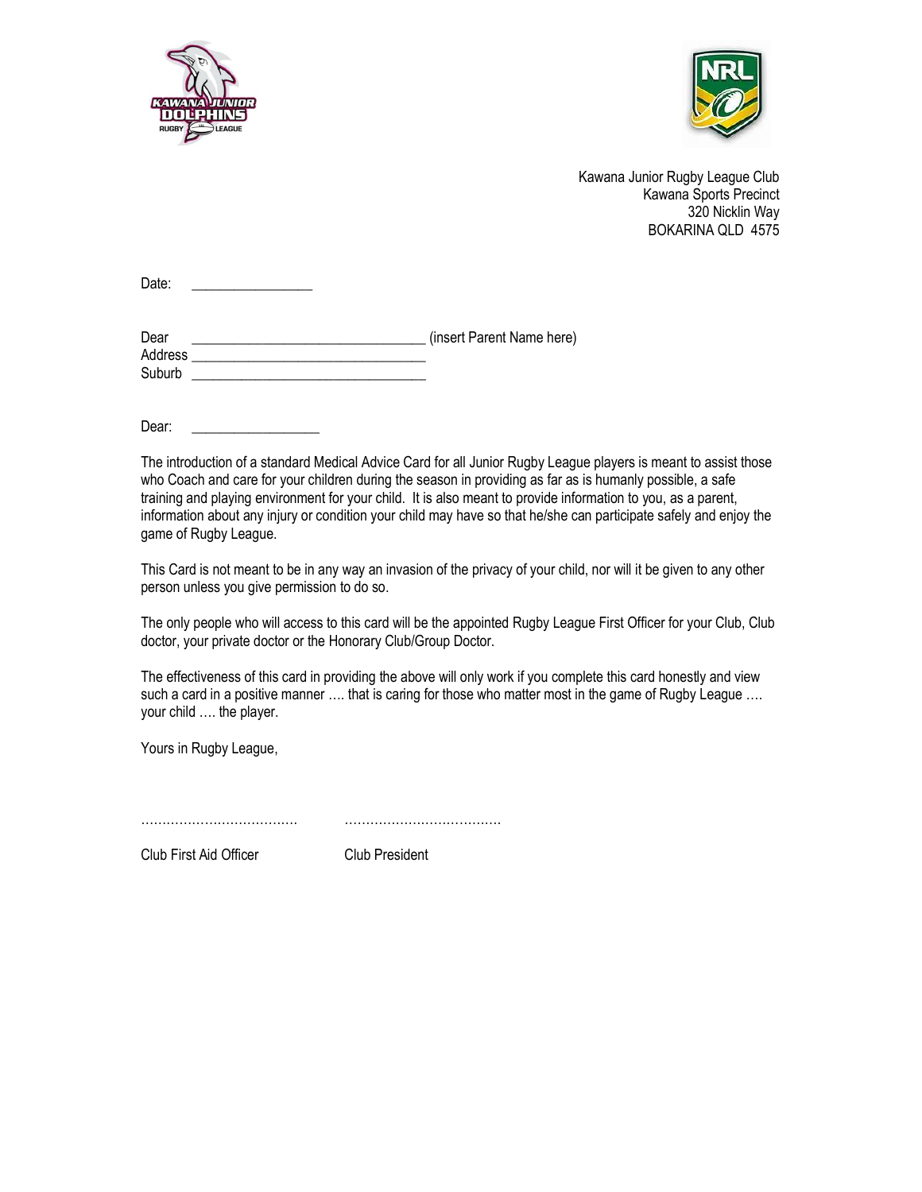Kawana Junior Rugby League Club
Kawana Sports Precinct
320 Nicklin Way
BOKARINA QLD 4575

Date: _________________

Dear _________________________________ (insert Parent Name here)
Address _________________________________
Suburb _________________________________

Dear: __________________

The introduction of a standard Medical Advice Card for all Junior Rugby League players is meant to assist those who Coach and care for your children during the season in providing as far as is humanly possible, a safe training and playing environment for your child. It is also meant to provide information to you, as a parent, information about any injury or condition your child may have so that he/she can participate safely and enjoy the game of Rugby League.

This Card is not meant to be in any way an invasion of the privacy of your child, nor will it be given to any other person unless you give permission to do so.

The only people who will access to this card will be the appointed Rugby League First Officer for your Club, Club doctor, your private doctor or the Honorary Club/Group Doctor.

The effectiveness of this card in providing the above will only work if you complete this card honestly and view such a card in a positive manner …. that is caring for those who matter most in the game of Rugby League …. your child …. the player.

Yours in Rugby League,

……………………………… ………………………………

Club First Aid Officer Club President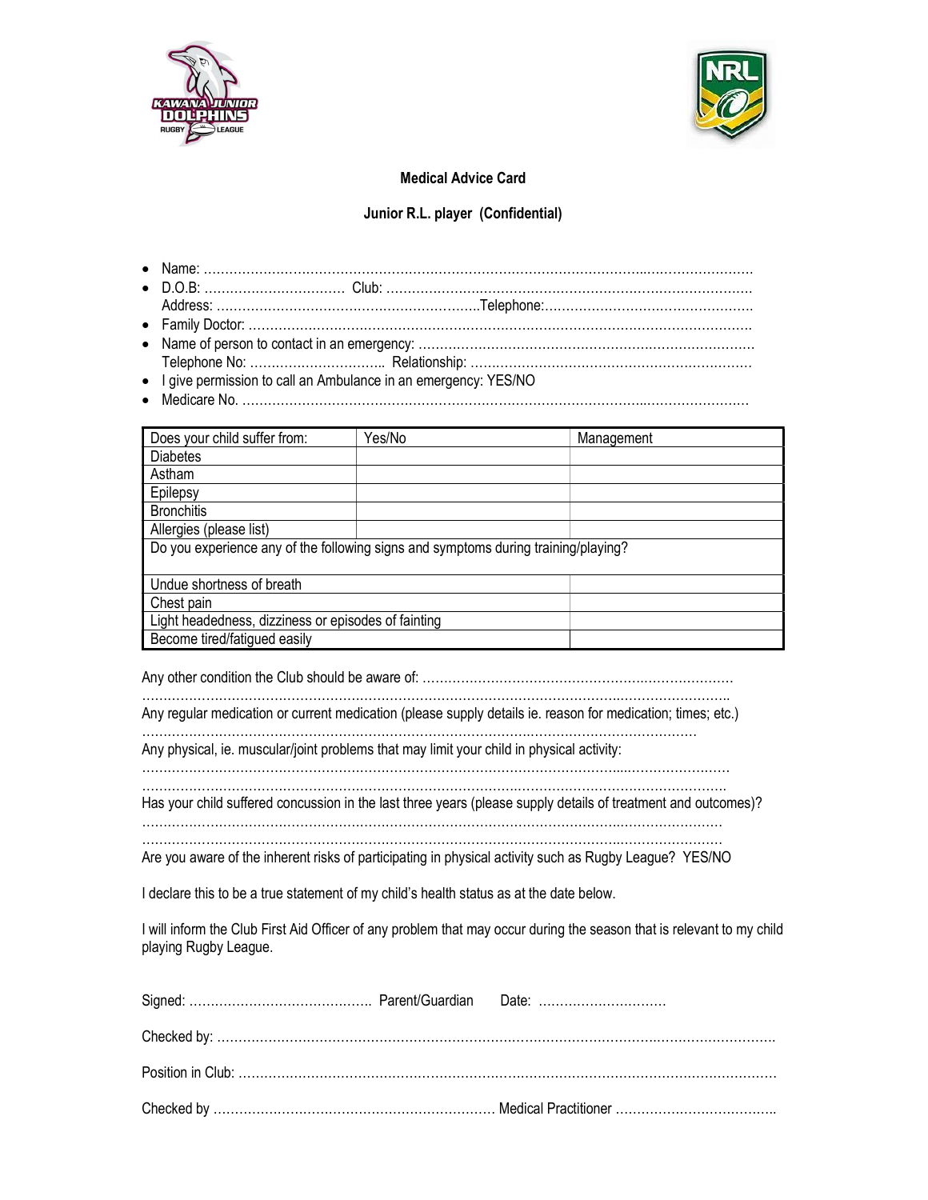**Medical Advice Card**

**Junior R.L. player (Confidential)**

- Name: ……………………………………………………………………………………………………………………
- D.O.B: …………………………… Club: ……………………………………………………………………………
  Address: ………………………………………………………Telephone:…………………………………………
- Family Doctor: ………………………………………………………………………………………………………
- Name of person to contact in an emergency: ……………………………………………………………………
  Telephone No: ………………………….. Relationship: ………………………………………………………
- I give permission to call an Ambulance in an emergency: YES/NO
- Medicare No. ……………………………………………………………………………………………………

| Does your child suffer from: | Yes/No | Management |
|---|---|---|
| Diabetes | | |
| Astham | | |
| Epilepsy | | |
| Bronchitis | | |
| Allergies (please list) | | |
| Do you experience any of the following signs and symptoms during training/playing? | | |
| Undue shortness of breath | | |
| Chest pain | | |
| Light headedness, dizziness or episodes of fainting | | |
| Become tired/fatigued easily | | |

Any other condition the Club should be aware of: ………………………………………………………………
……………………………………………………………………………………………………………………………
Any regular medication or current medication (please supply details ie. reason for medication; times; etc.)
……………………………………………………………………………………………………………………………
Any physical, ie. muscular/joint problems that may limit your child in physical activity:
……………………………………………………………………………………………………………………………
……………………………………………………………………………………………………………………………
Has your child suffered concussion in the last three years (please supply details of treatment and outcomes)?
……………………………………………………………………………………………………………………………
……………………………………………………………………………………………………………………………
Are you aware of the inherent risks of participating in physical activity such as Rugby League? YES/NO

I declare this to be a true statement of my child's health status as at the date below.

I will inform the Club First Aid Officer of any problem that may occur during the season that is relevant to my child playing Rugby League.

Signed: …………………………………… Parent/Guardian Date: …………………………

Checked by: …………………………………………………………………………………………………………

Position in Club: ……………………………………………………………………………………………………

Checked by ………………………………………………………… Medical Practitioner ………………………………